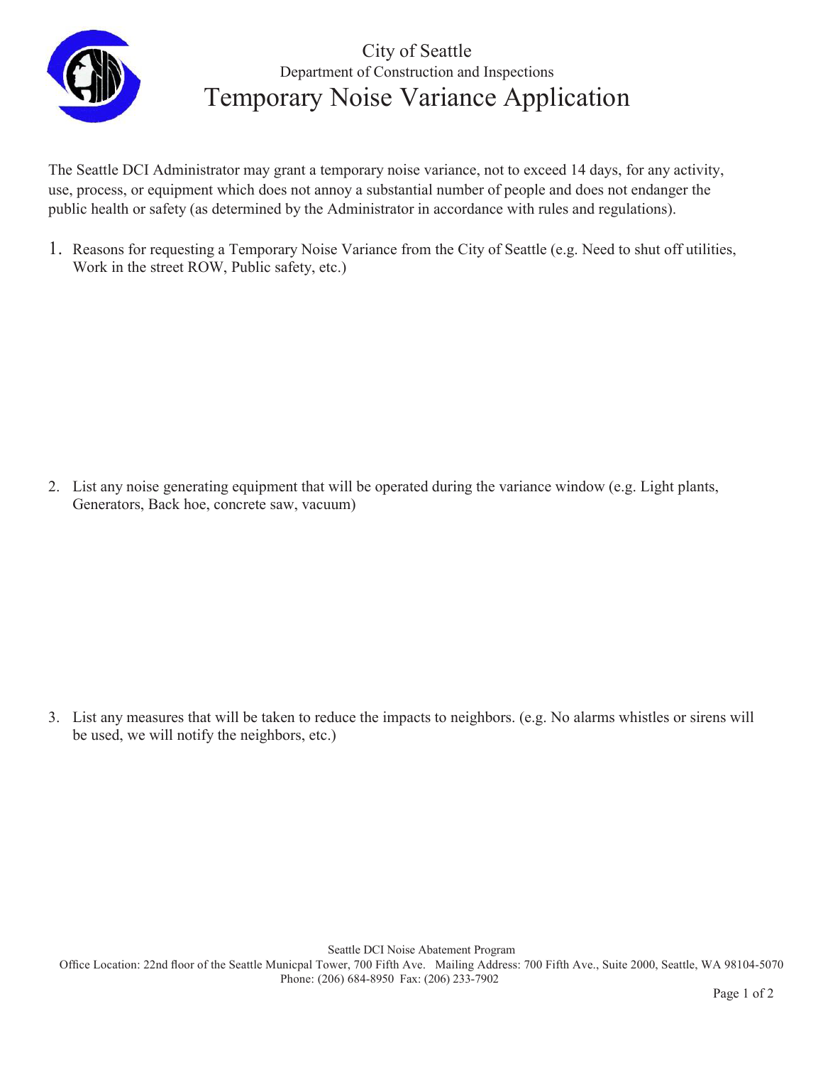City of Seattle

Department of Construction and Inspections

# Temporary Noise Variance Application

The Seattle DCI Administrator may grant a temporary noise variance, not to exceed 14 days, for any activity, use, process, or equipment which does not annoy a substantial number of people and does not endanger the public health or safety (as determined by the Administrator in accordance with rules and regulations).

1. Reasons for requesting a Temporary Noise Variance from the City of Seattle (e.g. Need to shut off utilities, Work in the street ROW, Public safety, etc.)

2. List any noise generating equipment that will be operated during the variance window (e.g. Light plants, Generators, Back hoe, concrete saw, vacuum)

3. List any measures that will be taken to reduce the impacts to neighbors. (e.g. No alarms whistles or sirens will be used, we will notify the neighbors, etc.)

Seattle DCI Noise Abatement Program

Office Location: 22nd floor of the Seattle Municpal Tower, 700 Fifth Ave. Mailing Address: 700 Fifth Ave., Suite 2000, Seattle, WA 98104-5070

Phone: (206) 684-8950 Fax: (206) 233-7902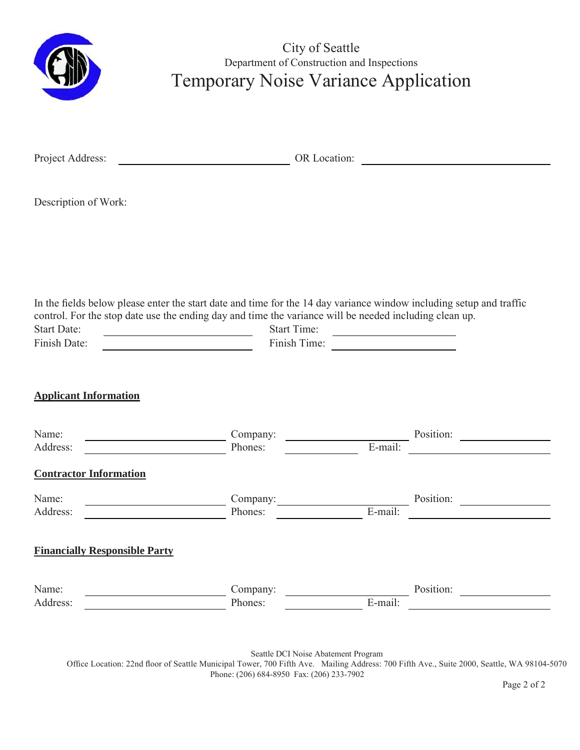City of Seattle

Department of Construction and Inspections

# Temporary Noise Variance Application

Project Address: ______________________ OR Location: ______________________

Description of Work:

In the fields below please enter the start date and time for the 14 day variance window including setup and traffic control. For the stop date use the ending day and time the variance will be needed including clean up.

Start Date: ______________________ Start Time: ______________________

Finish Date: ______________________ Finish Time: ______________________

**Applicant Information**

Name: ______________________ Company: ______________________ Position: ______________________

Address: ______________________ Phones: ______________________ E-mail: ______________________

**Contractor Information**

Name: ______________________ Company: ______________________ Position: ______________________

Address: ______________________ Phones: ______________________ E-mail: ______________________

**Financially Responsible Party**

Name: ______________________ Company: ______________________ Position: ______________________

Address: ______________________ Phones: ______________________ E-mail: ______________________

Seattle DCI Noise Abatement Program

Office Location: 22nd floor of Seattle Municipal Tower, 700 Fifth Ave. Mailing Address: 700 Fifth Ave., Suite 2000, Seattle, WA 98104-5070

Phone: (206) 684-8950 Fax: (206) 233-7902